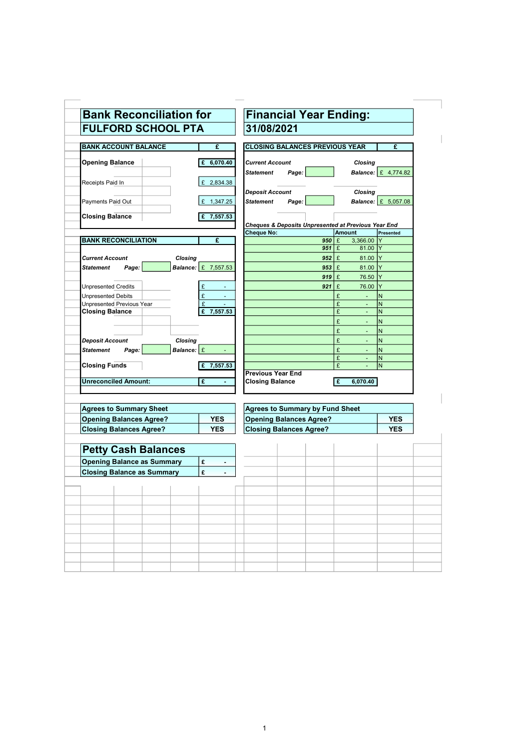# Bank Reconciliation for FULFORD SCHOOL PTA

# Financial Year Ending: 31/08/2021

| BANK ACCOUNT BALANCE | £ |
|---|---|
| **Opening Balance** | £ 6,070.40 |
| Receipts Paid In | £ 2,834.38 |
| Payments Paid Out | £ 1,347.25 |
| **Closing Balance** | £ 7,557.53 |

| CLOSING BALANCES PREVIOUS YEAR | £ |
|---|---|
| *Current Account Statement Page:* | *Closing Balance:* £ 4,774.82 |
| *Deposit Account Statement Page:* | *Closing Balance:* £ 5,057.08 |

*Cheques & Deposits Unpresented at Previous Year End*

| Cheque No: | Amount | Presented |
|---|---|---|
| 950 | £ 3,366.00 | Y |
| 951 | £ 81.00 | Y |
| 952 | £ 81.00 | Y |
| 953 | £ 81.00 | Y |
| 919 | £ 76.50 | Y |
| 921 | £ 76.00 | Y |
| | £ - | N |
| | £ - | N |
| | £ - | N |
| | £ - | N |
| | £ - | N |
| | £ - | N |
| | £ - | N |
| | £ - | N |
| | £ - | N |
| **Previous Year End Closing Balance** | **£ 6,070.40** | |

| BANK RECONCILIATION | £ |
|---|---|
| *Current Account Statement Page:* *Closing Balance:* | £ 7,557.53 |
| Unpresented Credits | £ - |
| Unpresented Debits | £ - |
| Unpresented Previous Year | £ - |
| **Closing Balance** | £ 7,557.53 |
| *Deposit Account Statement Page:* *Closing Balance:* | £ - |
| **Closing Funds** | £ 7,557.53 |
| **Unreconciled Amount:** | £ - |

| Agrees to Summary Sheet | |
|---|---|
| Opening Balances Agree? | YES |
| Closing Balances Agree? | YES |

| Agrees to Summary by Fund Sheet | |
|---|---|
| Opening Balances Agree? | YES |
| Closing Balances Agree? | YES |

## Petty Cash Balances

| | |
|---|---|
| Opening Balance as Summary | £ - |
| Closing Balance as Summary | £ - |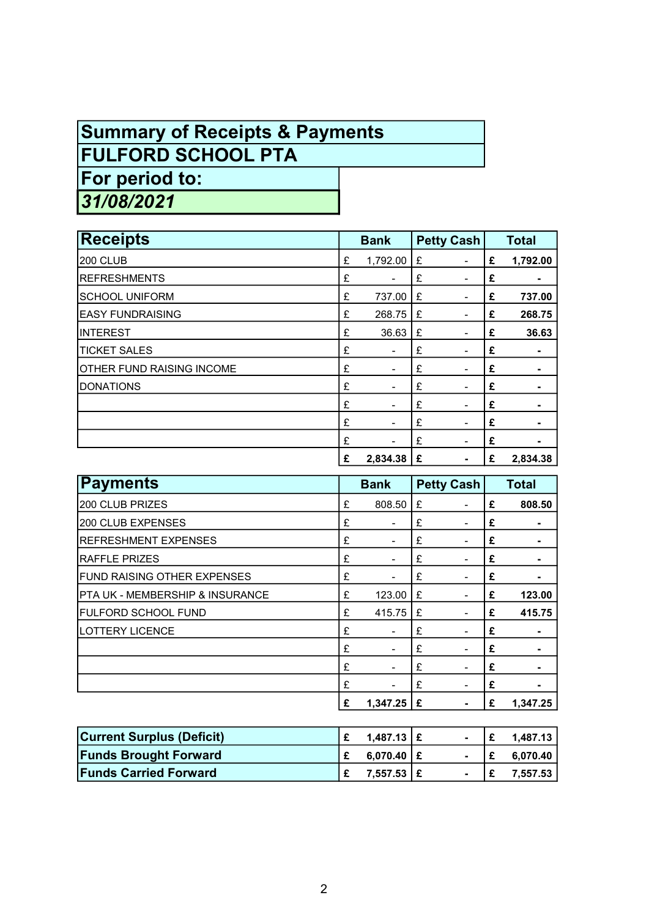# Summary of Receipts & Payments

# FULFORD SCHOOL PTA

## For period to:

## *31/08/2021*

| Receipts | Bank | Petty Cash | Total |
|---|---|---|---|
| 200 CLUB | £ 1,792.00 | £ - | **£ 1,792.00** |
| REFRESHMENTS | £ - | £ - | **£ -** |
| SCHOOL UNIFORM | £ 737.00 | £ - | **£ 737.00** |
| EASY FUNDRAISING | £ 268.75 | £ - | **£ 268.75** |
| INTEREST | £ 36.63 | £ - | **£ 36.63** |
| TICKET SALES | £ - | £ - | **£ -** |
| OTHER FUND RAISING INCOME | £ - | £ - | **£ -** |
| DONATIONS | £ - | £ - | **£ -** |
| | £ - | £ - | **£ -** |
| | £ - | £ - | **£ -** |
| | £ - | £ - | **£ -** |
| | **£ 2,834.38** | **£ -** | **£ 2,834.38** |

| Payments | Bank | Petty Cash | Total |
|---|---|---|---|
| 200 CLUB PRIZES | £ 808.50 | £ - | **£ 808.50** |
| 200 CLUB EXPENSES | £ - | £ - | **£ -** |
| REFRESHMENT EXPENSES | £ - | £ - | **£ -** |
| RAFFLE PRIZES | £ - | £ - | **£ -** |
| FUND RAISING OTHER EXPENSES | £ - | £ - | **£ -** |
| PTA UK - MEMBERSHIP & INSURANCE | £ 123.00 | £ - | **£ 123.00** |
| FULFORD SCHOOL FUND | £ 415.75 | £ - | **£ 415.75** |
| LOTTERY LICENCE | £ - | £ - | **£ -** |
| | £ - | £ - | **£ -** |
| | £ - | £ - | **£ -** |
| | £ - | £ - | **£ -** |
| | **£ 1,347.25** | **£ -** | **£ 1,347.25** |

| | Bank | Petty Cash | Total |
|---|---|---|---|
| **Current Surplus (Deficit)** | **£ 1,487.13** | **£ -** | **£ 1,487.13** |
| **Funds Brought Forward** | **£ 6,070.40** | **£ -** | **£ 6,070.40** |
| **Funds Carried Forward** | **£ 7,557.53** | **£ -** | **£ 7,557.53** |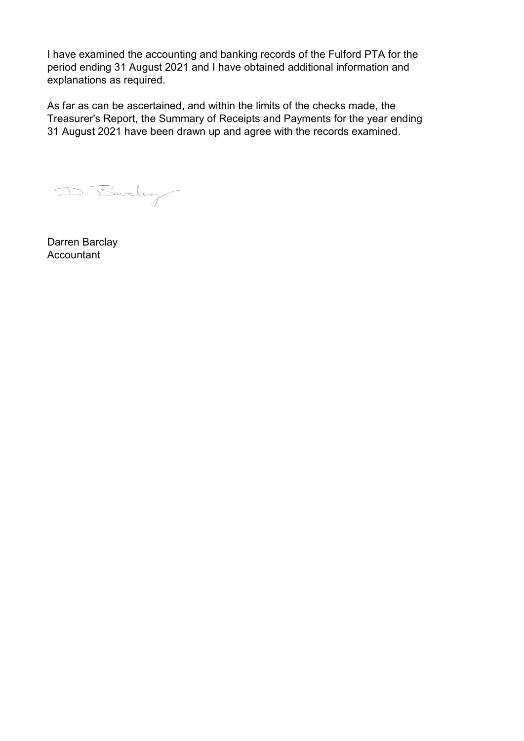I have examined the accounting and banking records of the Fulford PTA for the period ending 31 August 2021 and I have obtained additional information and explanations as required.

As far as can be ascertained, and within the limits of the checks made, the Treasurer's Report, the Summary of Receipts and Payments for the year ending 31 August 2021 have been drawn up and agree with the records examined.

D. Barclay

Darren Barclay
Accountant